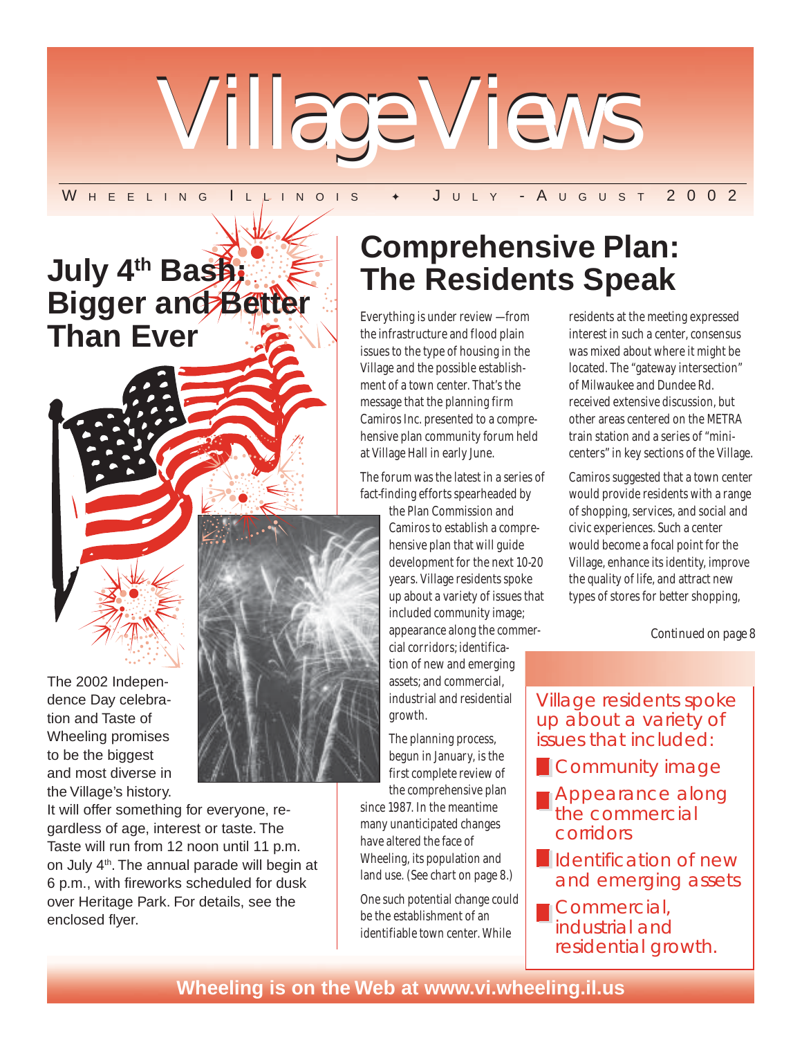# Village Views

WHEELING ILLINOIS ✦ JULY - AUGUST 2002

## July 4th Bash: Bigger and Better Than Ever

The 2002 Independence Day celebration and Taste of Wheeling promises to be the biggest and most diverse in the Village's history. It will offer something for everyone, regardless of age, interest or taste. The Taste will run from 12 noon until 11 p.m. on July 4th. The annual parade will begin at 6 p.m., with fireworks scheduled for dusk over Heritage Park. For details, see the enclosed flyer.

## Comprehensive Plan: The Residents Speak

Everything is under review —from the infrastructure and flood plain issues to the type of housing in the Village and the possible establishment of a town center. That's the message that the planning firm Camiros Inc. presented to a comprehensive plan community forum held at Village Hall in early June.

The forum was the latest in a series of fact-finding efforts spearheaded by the Plan Commission and Camiros to establish a comprehensive plan that will guide development for the next 10-20 years. Village residents spoke up about a variety of issues that included community image; appearance along the commercial corridors; identification of new and emerging assets; and commercial, industrial and residential growth.

The planning process, begun in January, is the first complete review of the comprehensive plan since 1987. In the meantime many unanticipated changes have altered the face of Wheeling, its population and land use. (See chart on page 8.)

One such potential change could be the establishment of an identifiable town center. While residents at the meeting expressed interest in such a center, consensus was mixed about where it might be located. The "gateway intersection" of Milwaukee and Dundee Rd. received extensive discussion, but other areas centered on the METRA train station and a series of "mini-centers" in key sections of the Village.

Camiros suggested that a town center would provide residents with a range of shopping, services, and social and civic experiences. Such a center would become a focal point for the Village, enhance its identity, improve the quality of life, and attract new types of stores for better shopping,

*Continued on page 8*

Village residents spoke up about a variety of issues that included:

- Community image
- Appearance along the commercial corridors
- Identification of new and emerging assets
- Commercial, industrial and residential growth.

**Wheeling is on the Web at www.vi.wheeling.il.us**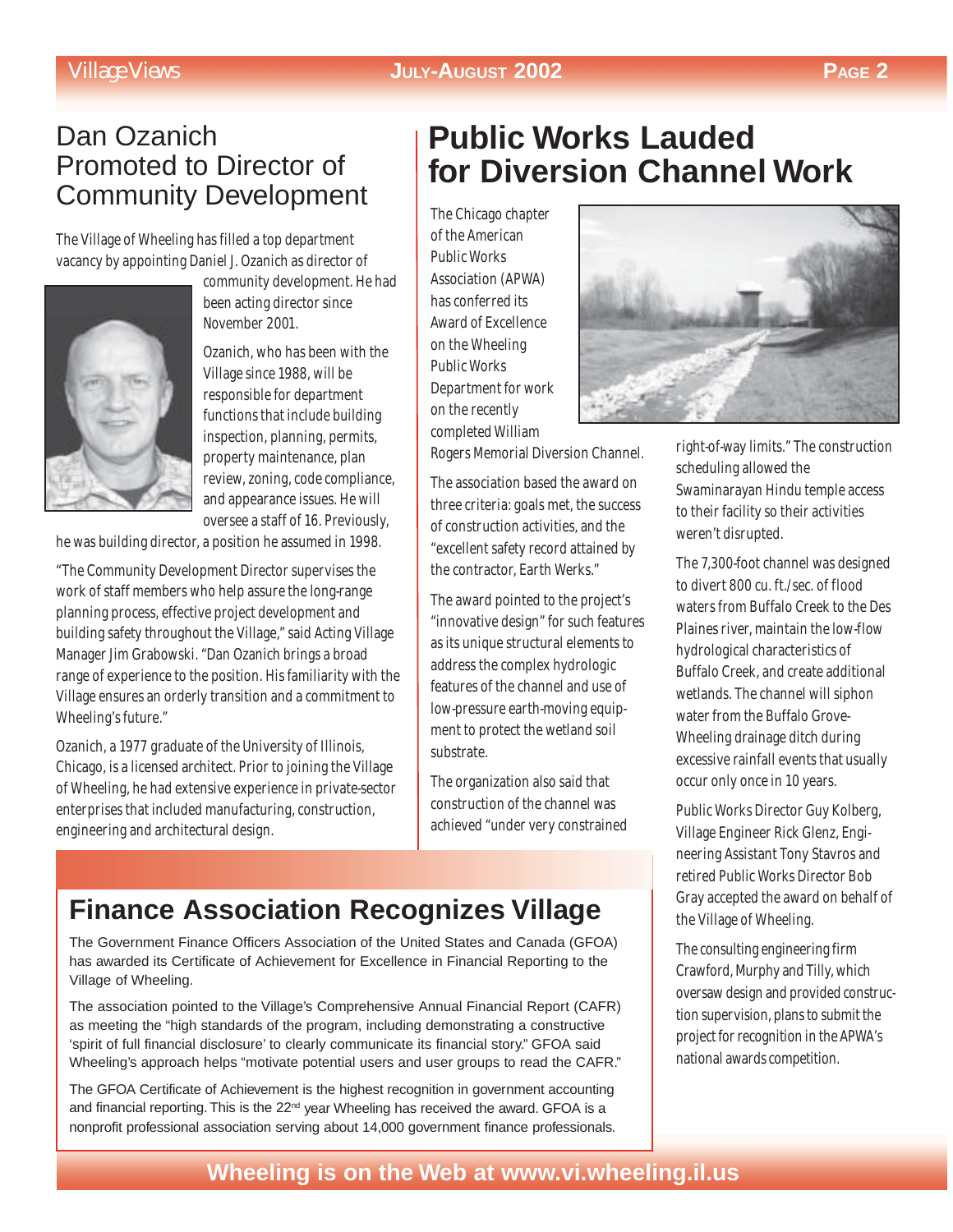## Dan Ozanich Promoted to Director of Community Development

The Village of Wheeling has filled a top department vacancy by appointing Daniel J. Ozanich as director of community development. He had been acting director since November 2001.

Ozanich, who has been with the Village since 1988, will be responsible for department functions that include building inspection, planning, permits, property maintenance, plan review, zoning, code compliance, and appearance issues. He will oversee a staff of 16. Previously, he was building director, a position he assumed in 1998.

"The Community Development Director supervises the work of staff members who help assure the long-range planning process, effective project development and building safety throughout the Village," said Acting Village Manager Jim Grabowski. "Dan Ozanich brings a broad range of experience to the position. His familiarity with the Village ensures an orderly transition and a commitment to Wheeling's future."

Ozanich, a 1977 graduate of the University of Illinois, Chicago, is a licensed architect. Prior to joining the Village of Wheeling, he had extensive experience in private-sector enterprises that included manufacturing, construction, engineering and architectural design.

# Public Works Lauded for Diversion Channel Work

The Chicago chapter of the American Public Works Association (APWA) has conferred its Award of Excellence on the Wheeling Public Works Department for work on the recently completed William Rogers Memorial Diversion Channel.

The association based the award on three criteria: goals met, the success of construction activities, and the "excellent safety record attained by the contractor, Earth Werks."

The award pointed to the project's "innovative design" for such features as its unique structural elements to address the complex hydrologic features of the channel and use of low-pressure earth-moving equipment to protect the wetland soil substrate.

The organization also said that construction of the channel was achieved "under very constrained right-of-way limits." The construction scheduling allowed the Swaminarayan Hindu temple access to their facility so their activities weren't disrupted.

The 7,300-foot channel was designed to divert 800 cu. ft./sec. of flood waters from Buffalo Creek to the Des Plaines river, maintain the low-flow hydrological characteristics of Buffalo Creek, and create additional wetlands. The channel will siphon water from the Buffalo Grove-Wheeling drainage ditch during excessive rainfall events that usually occur only once in 10 years.

Public Works Director Guy Kolberg, Village Engineer Rick Glenz, Engineering Assistant Tony Stavros and retired Public Works Director Bob Gray accepted the award on behalf of the Village of Wheeling.

The consulting engineering firm Crawford, Murphy and Tilly, which oversaw design and provided construction supervision, plans to submit the project for recognition in the APWA's national awards competition.

## Finance Association Recognizes Village

The Government Finance Officers Association of the United States and Canada (GFOA) has awarded its Certificate of Achievement for Excellence in Financial Reporting to the Village of Wheeling.

The association pointed to the Village's Comprehensive Annual Financial Report (CAFR) as meeting the "high standards of the program, including demonstrating a constructive 'spirit of full financial disclosure' to clearly communicate its financial story." GFOA said Wheeling's approach helps "motivate potential users and user groups to read the CAFR."

The GFOA Certificate of Achievement is the highest recognition in government accounting and financial reporting. This is the 22nd year Wheeling has received the award. GFOA is a nonprofit professional association serving about 14,000 government finance professionals.

**Wheeling is on the Web at www.vi.wheeling.il.us**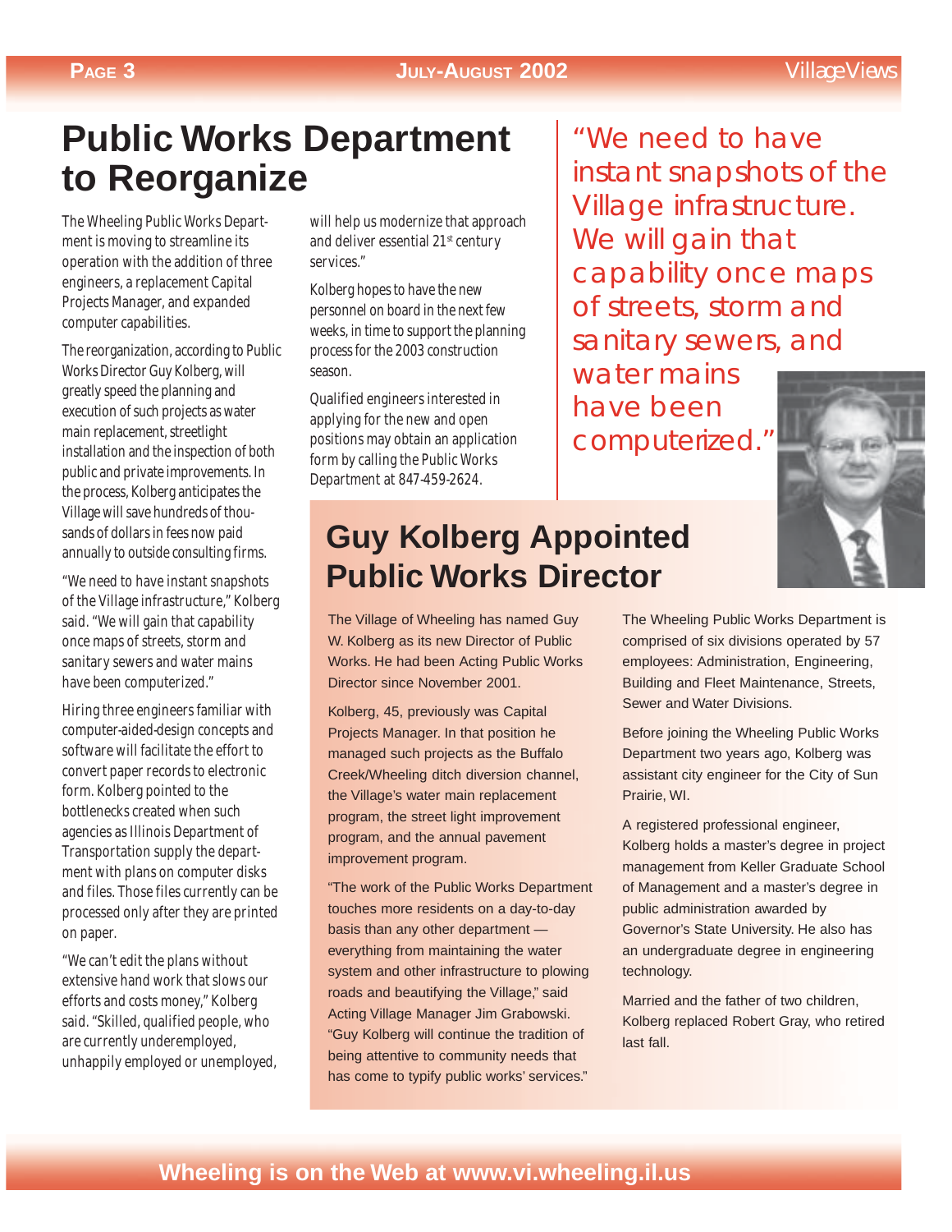# Public Works Department to Reorganize

The Wheeling Public Works Department is moving to streamline its operation with the addition of three engineers, a replacement Capital Projects Manager, and expanded computer capabilities.

The reorganization, according to Public Works Director Guy Kolberg, will greatly speed the planning and execution of such projects as water main replacement, streetlight installation and the inspection of both public and private improvements. In the process, Kolberg anticipates the Village will save hundreds of thousands of dollars in fees now paid annually to outside consulting firms.

"We need to have instant snapshots of the Village infrastructure," Kolberg said. "We will gain that capability once maps of streets, storm and sanitary sewers and water mains have been computerized."

Hiring three engineers familiar with computer-aided-design concepts and software will facilitate the effort to convert paper records to electronic form. Kolberg pointed to the bottlenecks created when such agencies as Illinois Department of Transportation supply the department with plans on computer disks and files. Those files currently can be processed only after they are printed on paper.

"We can't edit the plans without extensive hand work that slows our efforts and costs money," Kolberg said. "Skilled, qualified people, who are currently underemployed, unhappily employed or unemployed, will help us modernize that approach and deliver essential 21st century services."

Kolberg hopes to have the new personnel on board in the next few weeks, in time to support the planning process for the 2003 construction season.

Qualified engineers interested in applying for the new and open positions may obtain an application form by calling the Public Works Department at 847-459-2624.

> "We need to have instant snapshots of the Village infrastructure. We will gain that capability once maps of streets, storm and sanitary sewers, and water mains have been computerized."

## Guy Kolberg Appointed Public Works Director

The Village of Wheeling has named Guy W. Kolberg as its new Director of Public Works. He had been Acting Public Works Director since November 2001.

Kolberg, 45, previously was Capital Projects Manager. In that position he managed such projects as the Buffalo Creek/Wheeling ditch diversion channel, the Village's water main replacement program, the street light improvement program, and the annual pavement improvement program.

"The work of the Public Works Department touches more residents on a day-to-day basis than any other department — everything from maintaining the water system and other infrastructure to plowing roads and beautifying the Village," said Acting Village Manager Jim Grabowski. "Guy Kolberg will continue the tradition of being attentive to community needs that has come to typify public works' services."

The Wheeling Public Works Department is comprised of six divisions operated by 57 employees: Administration, Engineering, Building and Fleet Maintenance, Streets, Sewer and Water Divisions.

Before joining the Wheeling Public Works Department two years ago, Kolberg was assistant city engineer for the City of Sun Prairie, WI.

A registered professional engineer, Kolberg holds a master's degree in project management from Keller Graduate School of Management and a master's degree in public administration awarded by Governor's State University. He also has an undergraduate degree in engineering technology.

Married and the father of two children, Kolberg replaced Robert Gray, who retired last fall.

**Wheeling is on the Web at www.vi.wheeling.il.us**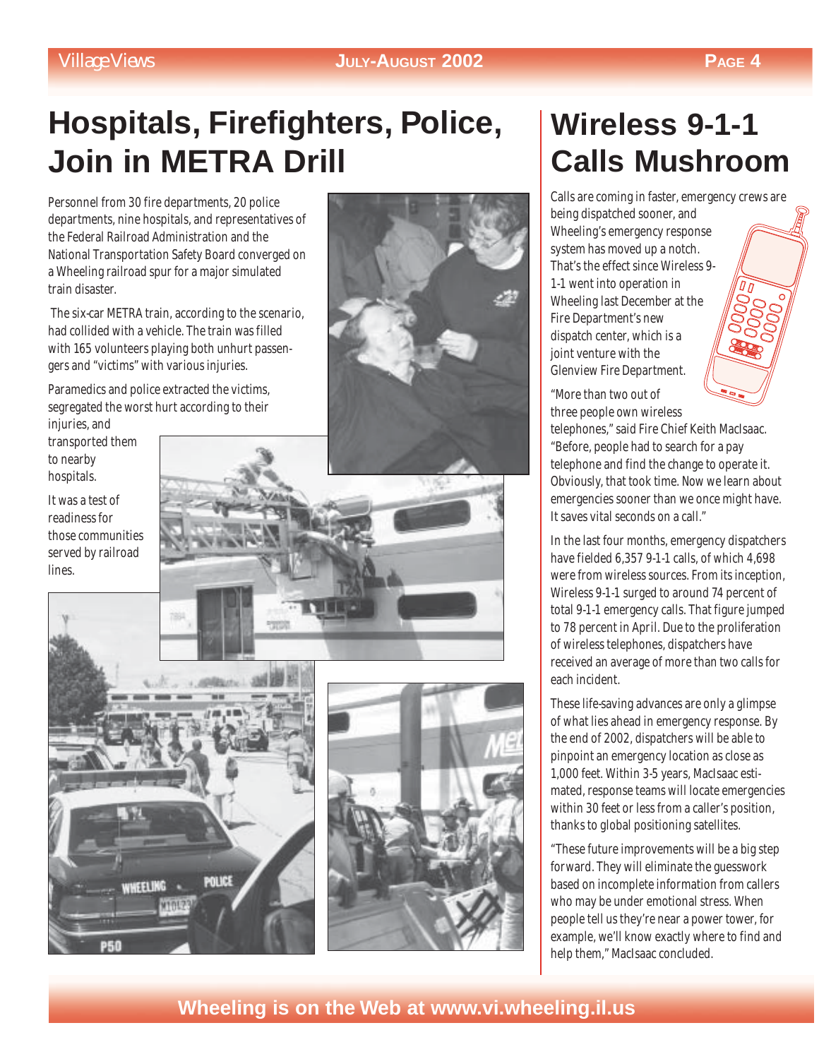# Hospitals, Firefighters, Police, Join in METRA Drill

Personnel from 30 fire departments, 20 police departments, nine hospitals, and representatives of the Federal Railroad Administration and the National Transportation Safety Board converged on a Wheeling railroad spur for a major simulated train disaster.

The six-car METRA train, according to the scenario, had collided with a vehicle. The train was filled with 165 volunteers playing both unhurt passengers and "victims" with various injuries.

Paramedics and police extracted the victims, segregated the worst hurt according to their injuries, and transported them to nearby hospitals.

It was a test of readiness for those communities served by railroad lines.

# Wireless 9-1-1 Calls Mushroom

Calls are coming in faster, emergency crews are being dispatched sooner, and Wheeling's emergency response system has moved up a notch. That's the effect since Wireless 9-1-1 went into operation in Wheeling last December at the Fire Department's new dispatch center, which is a joint venture with the Glenview Fire Department.

"More than two out of three people own wireless telephones," said Fire Chief Keith MacIsaac. "Before, people had to search for a pay telephone and find the change to operate it. Obviously, that took time. Now we learn about emergencies sooner than we once might have. It saves vital seconds on a call."

In the last four months, emergency dispatchers have fielded 6,357 9-1-1 calls, of which 4,698 were from wireless sources. From its inception, Wireless 9-1-1 surged to around 74 percent of total 9-1-1 emergency calls. That figure jumped to 78 percent in April. Due to the proliferation of wireless telephones, dispatchers have received an average of more than two calls for each incident.

These life-saving advances are only a glimpse of what lies ahead in emergency response. By the end of 2002, dispatchers will be able to pinpoint an emergency location as close as 1,000 feet. Within 3-5 years, MacIsaac estimated, response teams will locate emergencies within 30 feet or less from a caller's position, thanks to global positioning satellites.

"These future improvements will be a big step forward. They will eliminate the guesswork based on incomplete information from callers who may be under emotional stress. When people tell us they're near a power tower, for example, we'll know exactly where to find and help them," MacIsaac concluded.

Wheeling is on the Web at www.vi.wheeling.il.us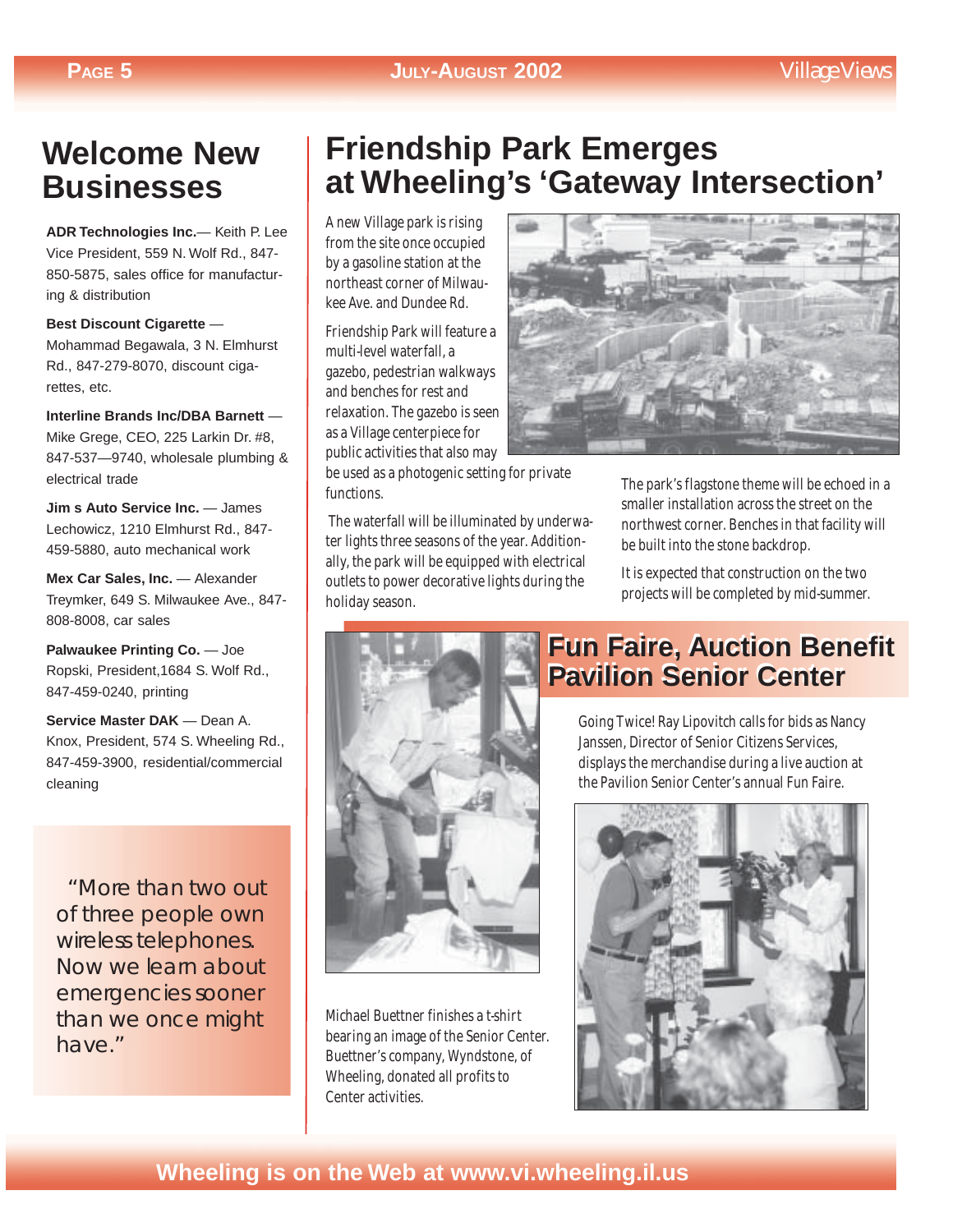# Welcome New Businesses

**ADR Technologies Inc.**— Keith P. Lee Vice President, 559 N. Wolf Rd., 847-850-5875, sales office for manufacturing & distribution

**Best Discount Cigarette** — Mohammad Begawala, 3 N. Elmhurst Rd., 847-279-8070, discount cigarettes, etc.

**Interline Brands Inc/DBA Barnett** — Mike Grege, CEO, 225 Larkin Dr. #8, 847-537—9740, wholesale plumbing & electrical trade

**Jim s Auto Service Inc.** — James Lechowicz, 1210 Elmhurst Rd., 847-459-5880, auto mechanical work

**Mex Car Sales, Inc.** — Alexander Treymker, 649 S. Milwaukee Ave., 847-808-8008, car sales

**Palwaukee Printing Co.** — Joe Ropski, President,1684 S. Wolf Rd., 847-459-0240, printing

**Service Master DAK** — Dean A. Knox, President, 574 S. Wheeling Rd., 847-459-3900, residential/commercial cleaning

> "More than two out of three people own wireless telephones. Now we learn about emergencies sooner than we once might have."

# Friendship Park Emerges at Wheeling's 'Gateway Intersection'

A new Village park is rising from the site once occupied by a gasoline station at the northeast corner of Milwaukee Ave. and Dundee Rd.

Friendship Park will feature a multi-level waterfall, a gazebo, pedestrian walkways and benches for rest and relaxation. The gazebo is seen as a Village centerpiece for public activities that also may be used as a photogenic setting for private functions.

The waterfall will be illuminated by underwater lights three seasons of the year. Additionally, the park will be equipped with electrical outlets to power decorative lights during the holiday season.

The park's flagstone theme will be echoed in a smaller installation across the street on the northwest corner. Benches in that facility will be built into the stone backdrop.

It is expected that construction on the two projects will be completed by mid-summer.

## Fun Faire, Auction Benefit Pavilion Senior Center

Going Twice! Ray Lipovitch calls for bids as Nancy Janssen, Director of Senior Citizens Services, displays the merchandise during a live auction at the Pavilion Senior Center's annual Fun Faire.

Michael Buettner finishes a t-shirt bearing an image of the Senior Center. Buettner's company, Wyndstone, of Wheeling, donated all profits to Center activities.

Wheeling is on the Web at www.vi.wheeling.il.us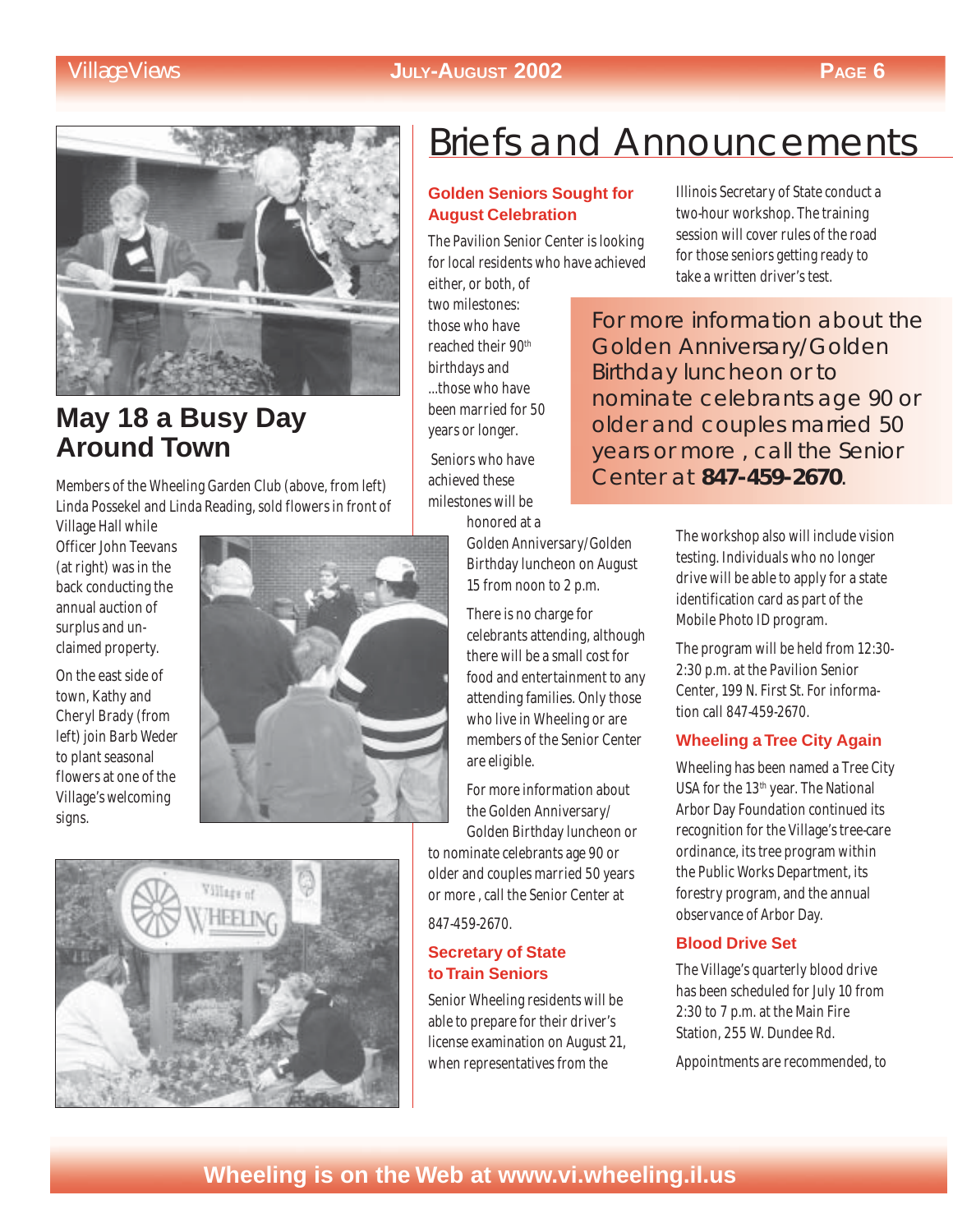## May 18 a Busy Day Around Town

Members of the Wheeling Garden Club (above, from left) Linda Possekel and Linda Reading, sold flowers in front of Village Hall while Officer John Teevans (at right) was in the back conducting the annual auction of surplus and unclaimed property.

On the east side of town, Kathy and Cheryl Brady (from left) join Barb Weder to plant seasonal flowers at one of the Village's welcoming signs.

# Briefs and Announcements

### Golden Seniors Sought for August Celebration

The Pavilion Senior Center is looking for local residents who have achieved either, or both, of two milestones: those who have reached their 90th birthdays and ...those who have been married for 50 years or longer.

Seniors who have achieved these milestones will be honored at a Golden Anniversary/Golden Birthday luncheon on August 15 from noon to 2 p.m.

There is no charge for celebrants attending, although there will be a small cost for food and entertainment to any attending families. Only those who live in Wheeling or are members of the Senior Center are eligible.

For more information about the Golden Anniversary/ Golden Birthday luncheon or to nominate celebrants age 90 or older and couples married 50 years or more , call the Senior Center at 847-459-2670.

> For more information about the Golden Anniversary/Golden Birthday luncheon or to nominate celebrants age 90 or older and couples married 50 years or more , call the Senior Center at **847-459-2670**.

### Secretary of State to Train Seniors

Senior Wheeling residents will be able to prepare for their driver's license examination on August 21, when representatives from the Illinois Secretary of State conduct a two-hour workshop. The training session will cover rules of the road for those seniors getting ready to take a written driver's test.

The workshop also will include vision testing. Individuals who no longer drive will be able to apply for a state identification card as part of the Mobile Photo ID program.

The program will be held from 12:30-2:30 p.m. at the Pavilion Senior Center, 199 N. First St. For information call 847-459-2670.

### Wheeling a Tree City Again

Wheeling has been named a Tree City USA for the 13th year. The National Arbor Day Foundation continued its recognition for the Village's tree-care ordinance, its tree program within the Public Works Department, its forestry program, and the annual observance of Arbor Day.

### Blood Drive Set

The Village's quarterly blood drive has been scheduled for July 10 from 2:30 to 7 p.m. at the Main Fire Station, 255 W. Dundee Rd.

Appointments are recommended, to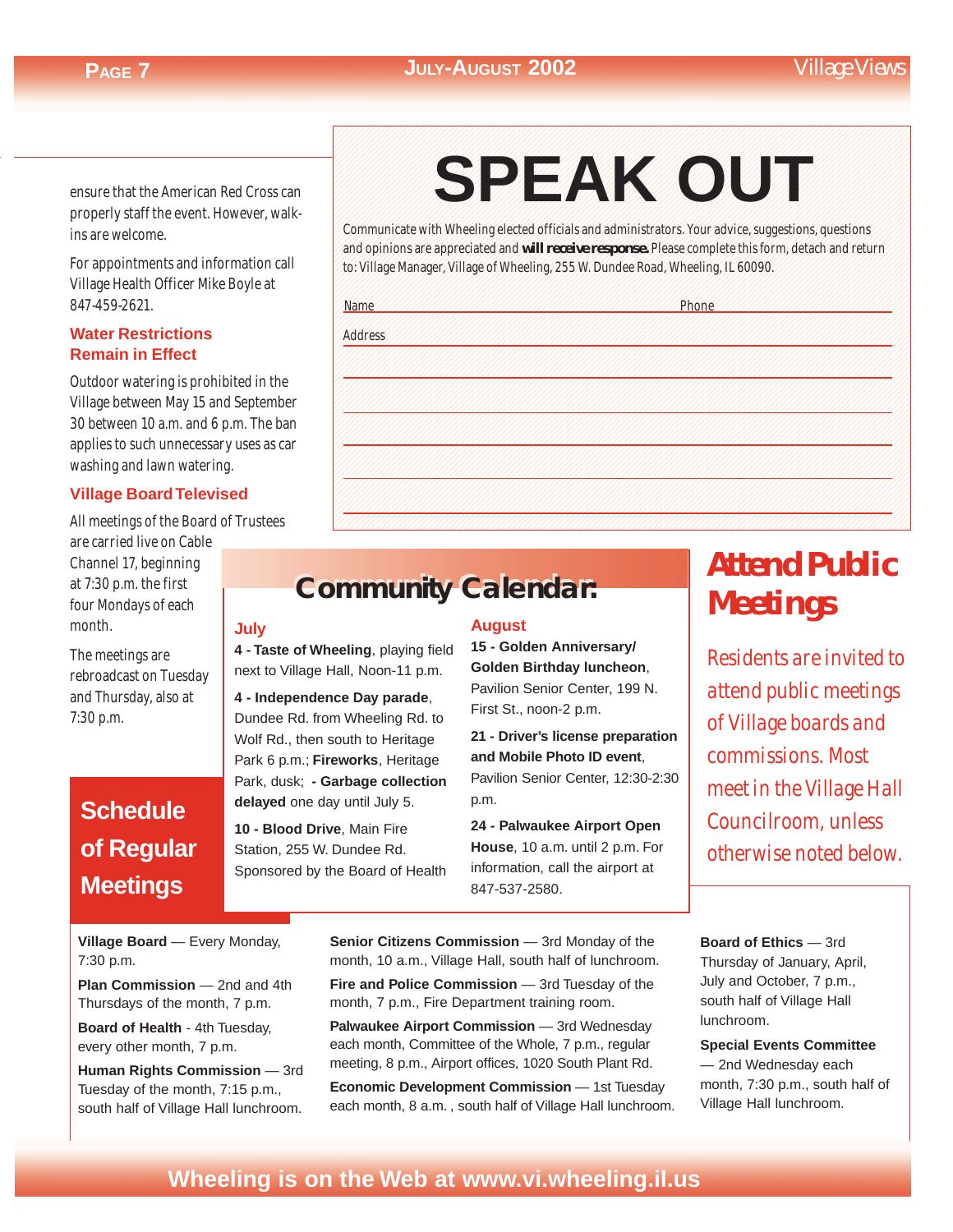ensure that the American Red Cross can properly staff the event. However, walk-ins are welcome.

For appointments and information call Village Health Officer Mike Boyle at 847-459-2621.

### Water Restrictions Remain in Effect

Outdoor watering is prohibited in the Village between May 15 and September 30 between 10 a.m. and 6 p.m. The ban applies to such unnecessary uses as car washing and lawn watering.

### Village Board Televised

All meetings of the Board of Trustees are carried live on Cable Channel 17, beginning at 7:30 p.m. the first four Mondays of each month.

The meetings are rebroadcast on Tuesday and Thursday, also at 7:30 p.m.

# SPEAK OUT

Communicate with Wheeling elected officials and administrators. Your advice, suggestions, questions and opinions are appreciated and ***will receive response.*** Please complete this form, detach and return to: Village Manager, Village of Wheeling, 255 W. Dundee Road, Wheeling, IL 60090.

Name ________________________ Phone ________________________

Address ________________________________________________

________________________________________________

________________________________________________

________________________________________________

________________________________________________

________________________________________________

## Community Calendar

### July

**4 - Taste of Wheeling**, playing field next to Village Hall, Noon-11 p.m.

**4 - Independence Day parade**, Dundee Rd. from Wheeling Rd. to Wolf Rd., then south to Heritage Park 6 p.m.; **Fireworks**, Heritage Park, dusk; **- Garbage collection delayed** one day until July 5.

**10 - Blood Drive**, Main Fire Station, 255 W. Dundee Rd. Sponsored by the Board of Health

### August

**15 - Golden Anniversary/ Golden Birthday luncheon**, Pavilion Senior Center, 199 N. First St., noon-2 p.m.

**21 - Driver's license preparation and Mobile Photo ID event**, Pavilion Senior Center, 12:30-2:30 p.m.

**24 - Palwaukee Airport Open House**, 10 a.m. until 2 p.m. For information, call the airport at 847-537-2580.

## Attend Public Meetings

*Residents are invited to attend public meetings of Village boards and commissions. Most meet in the Village Hall Councilroom, unless otherwise noted below.*

## Schedule of Regular Meetings

**Village Board** — Every Monday, 7:30 p.m.

**Plan Commission** — 2nd and 4th Thursdays of the month, 7 p.m.

**Board of Health** - 4th Tuesday, every other month, 7 p.m.

**Human Rights Commission** — 3rd Tuesday of the month, 7:15 p.m., south half of Village Hall lunchroom.

**Senior Citizens Commission** — 3rd Monday of the month, 10 a.m., Village Hall, south half of lunchroom.

**Fire and Police Commission** — 3rd Tuesday of the month, 7 p.m., Fire Department training room.

**Palwaukee Airport Commission** — 3rd Wednesday each month, Committee of the Whole, 7 p.m., regular meeting, 8 p.m., Airport offices, 1020 South Plant Rd.

**Economic Development Commission** — 1st Tuesday each month, 8 a.m. , south half of Village Hall lunchroom.

**Board of Ethics** — 3rd Thursday of January, April, July and October, 7 p.m., south half of Village Hall lunchroom.

**Special Events Committee** — 2nd Wednesday each month, 7:30 p.m., south half of Village Hall lunchroom.

**Wheeling is on the Web at www.vi.wheeling.il.us**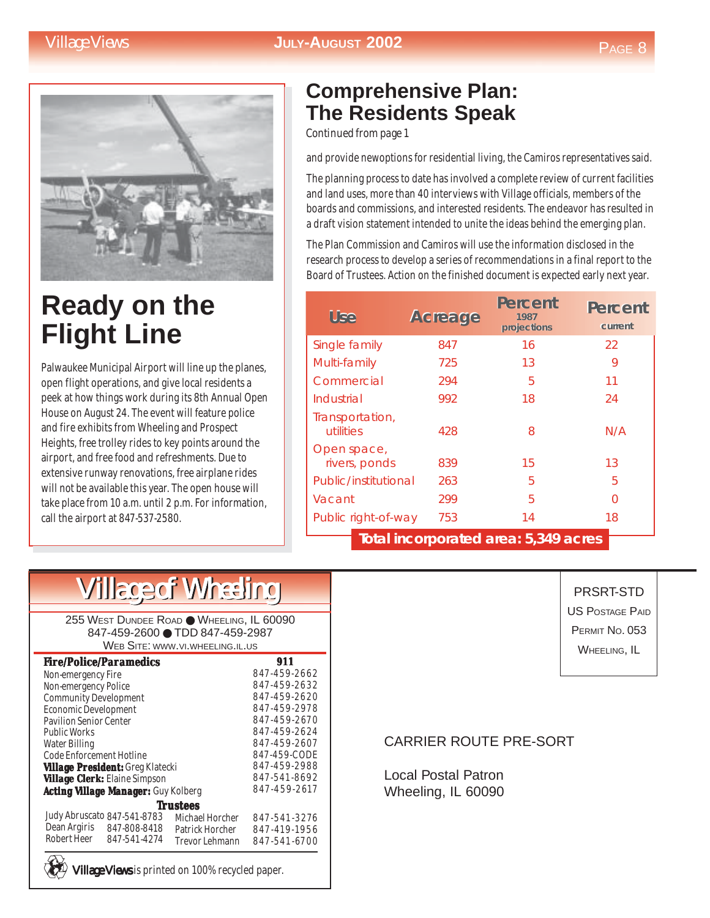# Ready on the Flight Line

Palwaukee Municipal Airport will line up the planes, open flight operations, and give local residents a peek at how things work during its 8th Annual Open House on August 24. The event will feature police and fire exhibits from Wheeling and Prospect Heights, free trolley rides to key points around the airport, and free food and refreshments. Due to extensive runway renovations, free airplane rides will not be available this year. The open house will take place from 10 a.m. until 2 p.m. For information, call the airport at 847-537-2580.

# Comprehensive Plan: The Residents Speak

Continued from page 1

and provide newoptions for residential living, the Camiros representatives said.

The planning process to date has involved a complete review of current facilities and land uses, more than 40 interviews with Village officials, members of the boards and commissions, and interested residents. The endeavor has resulted in a draft vision statement intended to unite the ideas behind the emerging plan.

The Plan Commission and Camiros will use the information disclosed in the research process to develop a series of recommendations in a final report to the Board of Trustees. Action on the finished document is expected early next year.

| Use | Acreage | Percent 1987 projections | Percent current |
|---|---|---|---|
| Single family | 847 | 16 | 22 |
| Multi-family | 725 | 13 | 9 |
| Commercial | 294 | 5 | 11 |
| Industrial | 992 | 18 | 24 |
| Transportation, utilities | 428 | 8 | N/A |
| Open space, rivers, ponds | 839 | 15 | 13 |
| Public/institutional | 263 | 5 | 5 |
| Vacant | 299 | 5 | 0 |
| Public right-of-way | 753 | 14 | 18 |

**Total incorporated area: 5,349 acres**

## Village of Wheeling

255 West Dundee Road ● Wheeling, IL 60090
847-459-2600 ● TDD 847-459-2987
Web Site: www.vi.wheeling.il.us

| | |
|---|---|
| **Fire/Police/Paramedics** | **911** |
| Non-emergency Fire | 847-459-2662 |
| Non-emergency Police | 847-459-2632 |
| Community Development | 847-459-2620 |
| Economic Development | 847-459-2978 |
| Pavilion Senior Center | 847-459-2670 |
| Public Works | 847-459-2624 |
| Water Billing | 847-459-2607 |
| Code Enforcement Hotline | 847-459-CODE |
| **Village President:** Greg Klatecki | 847-459-2988 |
| **Village Clerk:** Elaine Simpson | 847-541-8692 |
| **Acting Village Manager:** Guy Kolberg | 847-459-2617 |

**Trustees**

| | | | |
|---|---|---|---|
| Judy Abruscato | 847-541-8783 | Michael Horcher | 847-541-3276 |
| Dean Argiris | 847-808-8418 | Patrick Horcher | 847-419-1956 |
| Robert Heer | 847-541-4274 | Trevor Lehmann | 847-541-6700 |

**VillageViews** is printed on 100% recycled paper.

PRSRT-STD
US Postage Paid
Permit No. 053
Wheeling, IL

CARRIER ROUTE PRE-SORT

Local Postal Patron
Wheeling, IL 60090